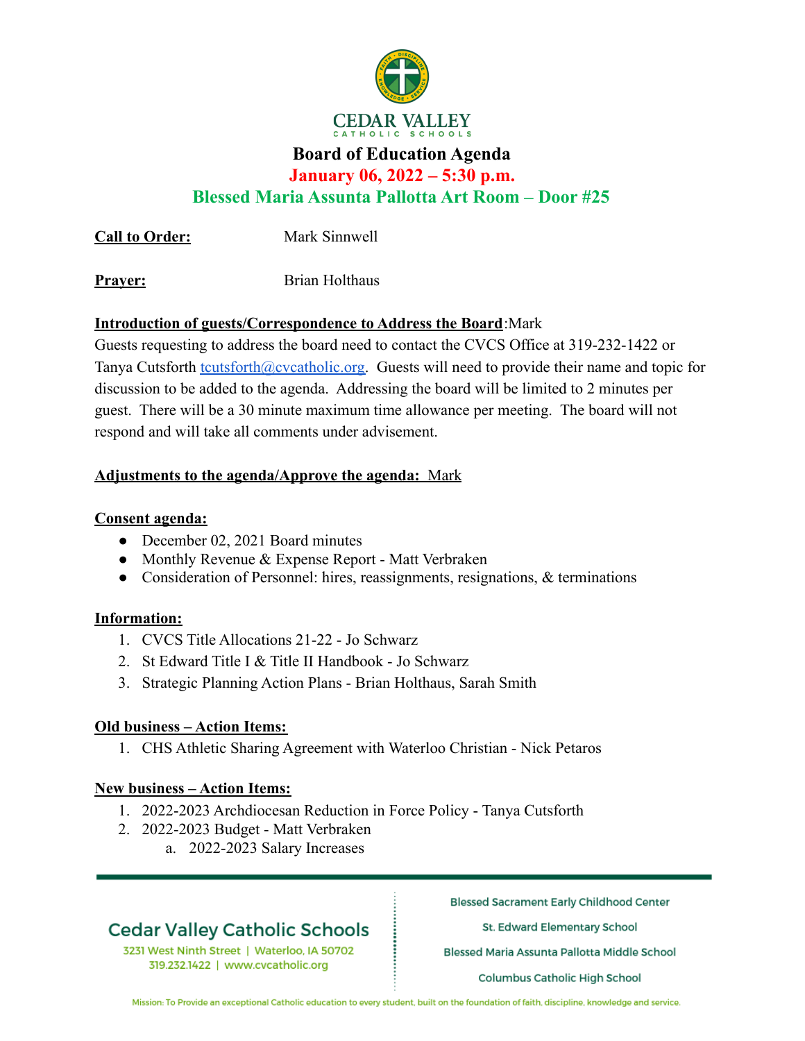# CEDAR VALLEY
## CATHOLIC SCHOOLS

## Board of Education Agenda

**January 06, 2022 – 5:30 p.m.**

**Blessed Maria Assunta Pallotta Art Room – Door #25**

**Call to Order:** Mark Sinnwell

**Prayer:** Brian Holthaus

**Introduction of guests/Correspondence to Address the Board**:Mark

Guests requesting to address the board need to contact the CVCS Office at 319-232-1422 or Tanya Cutsforth tcutsforth@cvcatholic.org. Guests will need to provide their name and topic for discussion to be added to the agenda. Addressing the board will be limited to 2 minutes per guest. There will be a 30 minute maximum time allowance per meeting. The board will not respond and will take all comments under advisement.

**Adjustments to the agenda/Approve the agenda:** Mark

**Consent agenda:**

- December 02, 2021 Board minutes
- Monthly Revenue & Expense Report - Matt Verbraken
- Consideration of Personnel: hires, reassignments, resignations, & terminations

**Information:**

1. CVCS Title Allocations 21-22 - Jo Schwarz
2. St Edward Title I & Title II Handbook - Jo Schwarz
3. Strategic Planning Action Plans - Brian Holthaus, Sarah Smith

**Old business – Action Items:**

1. CHS Athletic Sharing Agreement with Waterloo Christian - Nick Petaros

**New business – Action Items:**

1. 2022-2023 Archdiocesan Reduction in Force Policy - Tanya Cutsforth
2. 2022-2023 Budget - Matt Verbraken
   a. 2022-2023 Salary Increases

Cedar Valley Catholic Schools
3231 West Ninth Street | Waterloo, IA 50702
319.232.1422 | www.cvcatholic.org

Blessed Sacrament Early Childhood Center
St. Edward Elementary School
Blessed Maria Assunta Pallotta Middle School
Columbus Catholic High School

Mission: To Provide an exceptional Catholic education to every student, built on the foundation of faith, discipline, knowledge and service.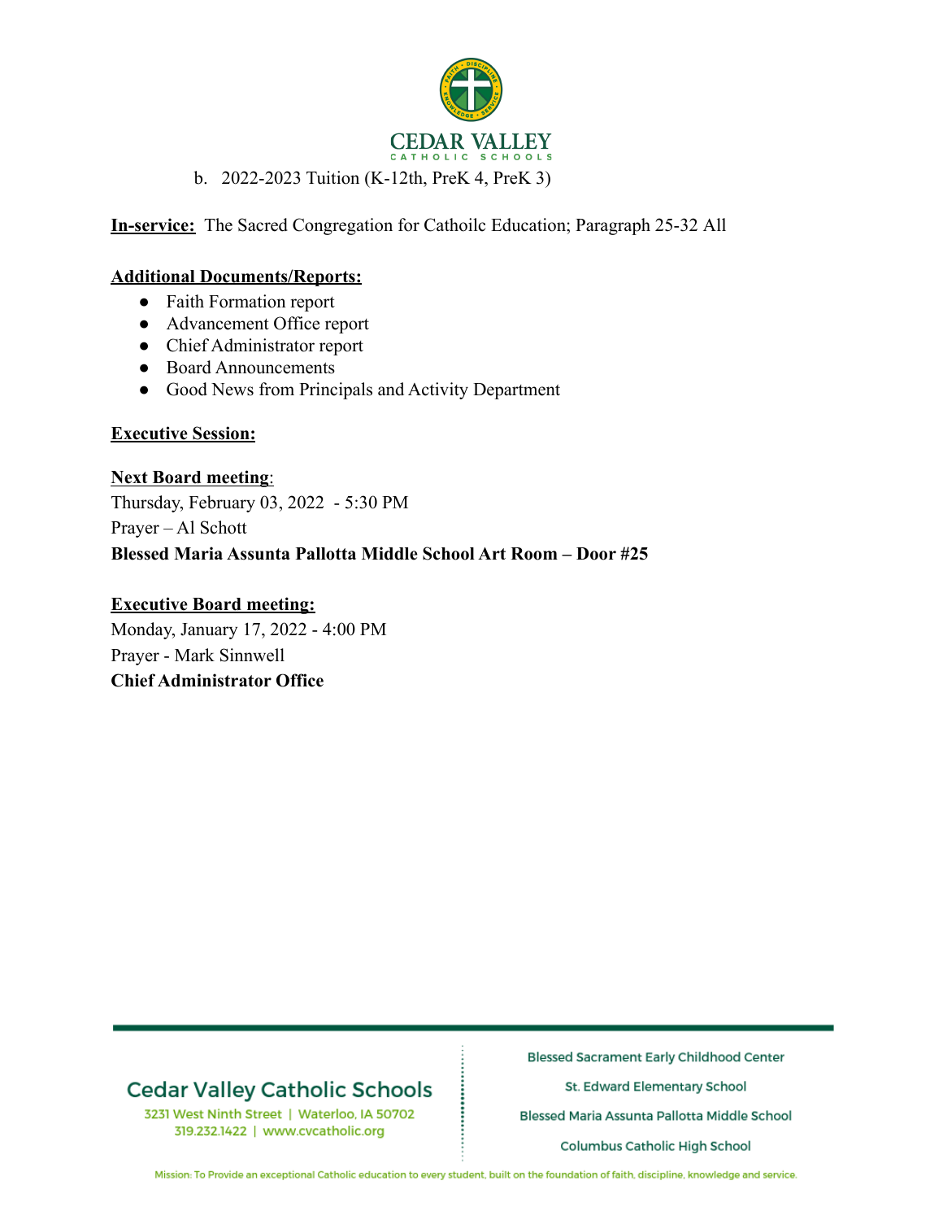b. 2022-2023 Tuition (K-12th, PreK 4, PreK 3)

**In-service:** The Sacred Congregation for Cathoilc Education; Paragraph 25-32 All

**Additional Documents/Reports:**

- Faith Formation report
- Advancement Office report
- Chief Administrator report
- Board Announcements
- Good News from Principals and Activity Department

**Executive Session:**

**Next Board meeting**:
Thursday, February 03, 2022 - 5:30 PM
Prayer – Al Schott
**Blessed Maria Assunta Pallotta Middle School Art Room – Door #25**

**Executive Board meeting:**
Monday, January 17, 2022 - 4:00 PM
Prayer - Mark Sinnwell
**Chief Administrator Office**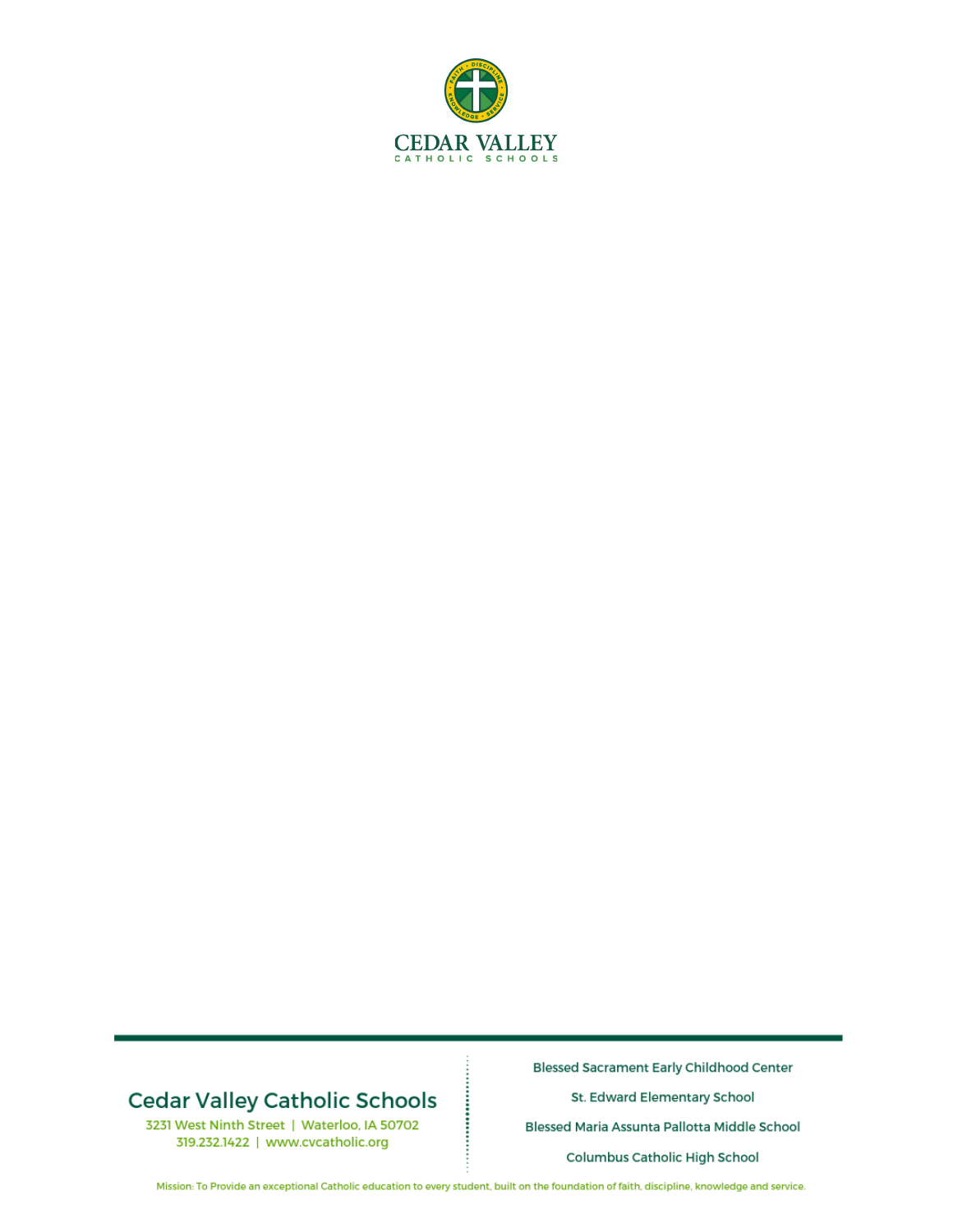CEDAR VALLEY
CATHOLIC SCHOOLS

**Cedar Valley Catholic Schools**
3231 West Ninth Street | Waterloo, IA 50702
319.232.1422 | www.cvcatholic.org

Blessed Sacrament Early Childhood Center

St. Edward Elementary School

Blessed Maria Assunta Pallotta Middle School

Columbus Catholic High School

Mission: To Provide an exceptional Catholic education to every student, built on the foundation of faith, discipline, knowledge and service.